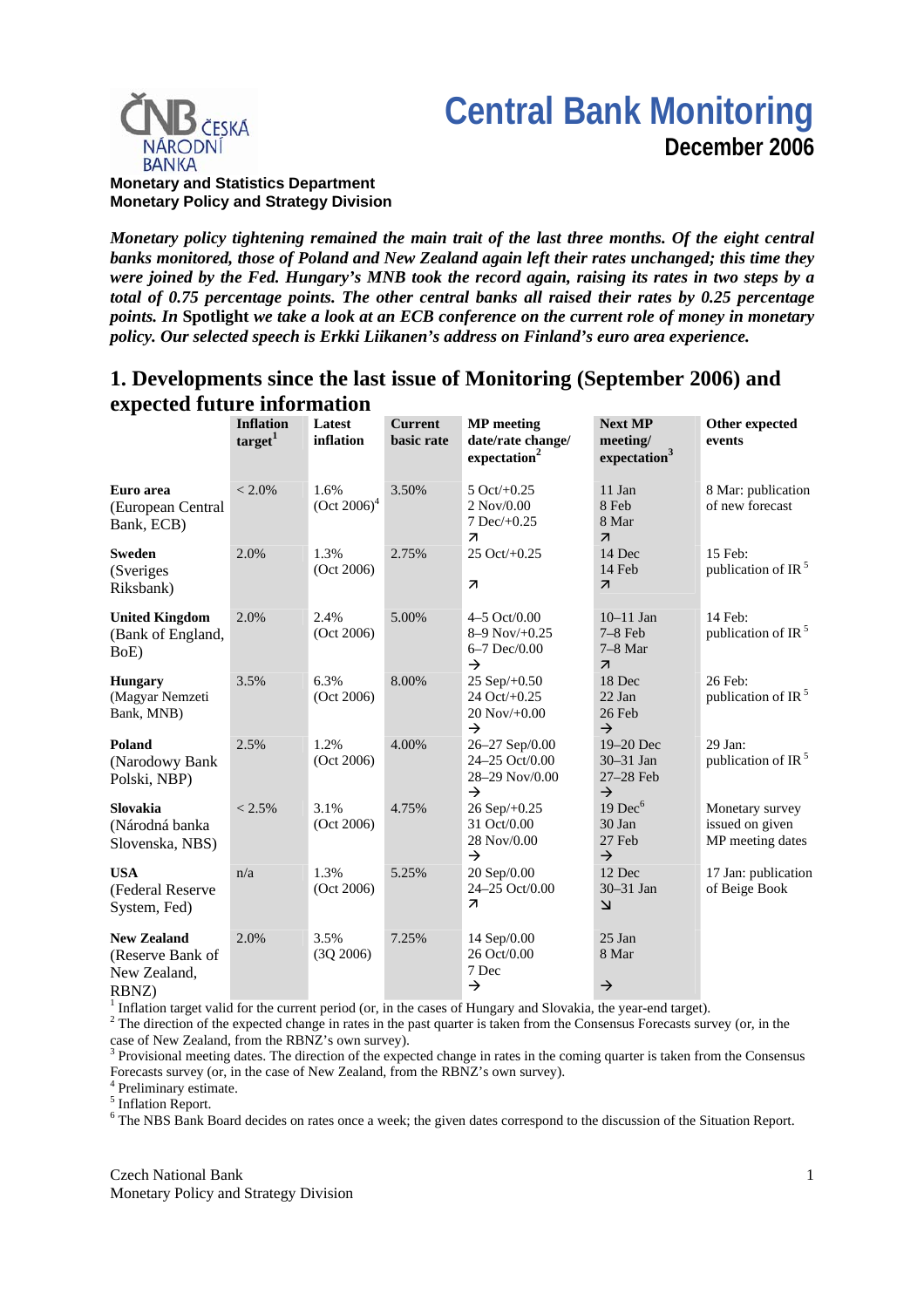Monetary and Statistics Department
Monetary Policy and Strategy Division

# Central Bank Monitoring

## December 2006

***Monetary policy tightening remained the main trait of the last three months. Of the eight central banks monitored, those of Poland and New Zealand again left their rates unchanged; this time they were joined by the Fed. Hungary's MNB took the record again, raising its rates in two steps by a total of 0.75 percentage points. The other central banks all raised their rates by 0.25 percentage points. In* Spotlight *we take a look at an ECB conference on the current role of money in monetary policy. Our selected speech is Erkki Liikanen's address on Finland's euro area experience.***

## 1. Developments since the last issue of Monitoring (September 2006) and expected future information

| | Inflation target[1] | Latest inflation | Current basic rate | MP meeting date/rate change/ expectation[2] | Next MP meeting/ expectation[3] | Other expected events |
|---|---|---|---|---|---|---|
| **Euro area** (European Central Bank, ECB) | < 2.0% | 1.6% (Oct 2006)[4] | 3.50% | 5 Oct/+0.25<br>2 Nov/0.00<br>7 Dec/+0.25<br>↗ | 11 Jan<br>8 Feb<br>8 Mar<br>↗ | 8 Mar: publication of new forecast |
| **Sweden** (Sveriges Riksbank) | 2.0% | 1.3% (Oct 2006) | 2.75% | 25 Oct/+0.25<br>↗ | 14 Dec<br>14 Feb<br>↗ | 15 Feb: publication of IR[5] |
| **United Kingdom** (Bank of England, BoE) | 2.0% | 2.4% (Oct 2006) | 5.00% | 4–5 Oct/0.00<br>8–9 Nov/+0.25<br>6–7 Dec/0.00<br>→ | 10–11 Jan<br>7–8 Feb<br>7–8 Mar<br>↗ | 14 Feb: publication of IR[5] |
| **Hungary** (Magyar Nemzeti Bank, MNB) | 3.5% | 6.3% (Oct 2006) | 8.00% | 25 Sep/+0.50<br>24 Oct/+0.25<br>20 Nov/+0.00<br>→ | 18 Dec<br>22 Jan<br>26 Feb<br>→ | 26 Feb: publication of IR[5] |
| **Poland** (Narodowy Bank Polski, NBP) | 2.5% | 1.2% (Oct 2006) | 4.00% | 26–27 Sep/0.00<br>24–25 Oct/0.00<br>28–29 Nov/0.00<br>→ | 19–20 Dec<br>30–31 Jan<br>27–28 Feb<br>→ | 29 Jan: publication of IR[5] |
| **Slovakia** (Národná banka Slovenska, NBS) | < 2.5% | 3.1% (Oct 2006) | 4.75% | 26 Sep/+0.25<br>31 Oct/0.00<br>28 Nov/0.00<br>→ | 19 Dec[6]<br>30 Jan<br>27 Feb<br>→ | Monetary survey issued on given MP meeting dates |
| **USA** (Federal Reserve System, Fed) | n/a | 1.3% (Oct 2006) | 5.25% | 20 Sep/0.00<br>24–25 Oct/0.00<br>↗ | 12 Dec<br>30–31 Jan<br>↘ | 17 Jan: publication of Beige Book |
| **New Zealand** (Reserve Bank of New Zealand, RBNZ) | 2.0% | 3.5% (3Q 2006) | 7.25% | 14 Sep/0.00<br>26 Oct/0.00<br>7 Dec<br>→ | 25 Jan<br>8 Mar<br>→ | |

[1] Inflation target valid for the current period (or, in the cases of Hungary and Slovakia, the year-end target).
[2] The direction of the expected change in rates in the past quarter is taken from the Consensus Forecasts survey (or, in the case of New Zealand, from the RBNZ's own survey).
[3] Provisional meeting dates. The direction of the expected change in rates in the coming quarter is taken from the Consensus Forecasts survey (or, in the case of New Zealand, from the RBNZ's own survey).
[4] Preliminary estimate.
[5] Inflation Report.
[6] The NBS Bank Board decides on rates once a week; the given dates correspond to the discussion of the Situation Report.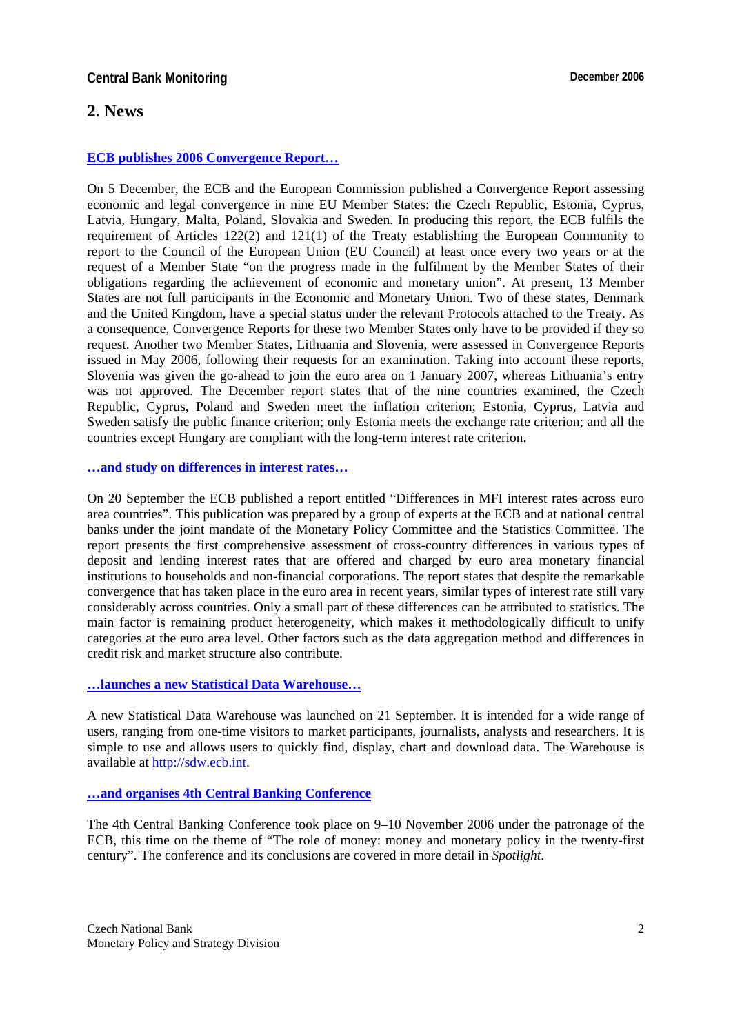## 2. News

### [ECB publishes 2006 Convergence Report…](#)

On 5 December, the ECB and the European Commission published a Convergence Report assessing economic and legal convergence in nine EU Member States: the Czech Republic, Estonia, Cyprus, Latvia, Hungary, Malta, Poland, Slovakia and Sweden. In producing this report, the ECB fulfils the requirement of Articles 122(2) and 121(1) of the Treaty establishing the European Community to report to the Council of the European Union (EU Council) at least once every two years or at the request of a Member State "on the progress made in the fulfilment by the Member States of their obligations regarding the achievement of economic and monetary union". At present, 13 Member States are not full participants in the Economic and Monetary Union. Two of these states, Denmark and the United Kingdom, have a special status under the relevant Protocols attached to the Treaty. As a consequence, Convergence Reports for these two Member States only have to be provided if they so request. Another two Member States, Lithuania and Slovenia, were assessed in Convergence Reports issued in May 2006, following their requests for an examination. Taking into account these reports, Slovenia was given the go-ahead to join the euro area on 1 January 2007, whereas Lithuania's entry was not approved. The December report states that of the nine countries examined, the Czech Republic, Cyprus, Poland and Sweden meet the inflation criterion; Estonia, Cyprus, Latvia and Sweden satisfy the public finance criterion; only Estonia meets the exchange rate criterion; and all the countries except Hungary are compliant with the long-term interest rate criterion.

### […and study on differences in interest rates…](#)

On 20 September the ECB published a report entitled "Differences in MFI interest rates across euro area countries". This publication was prepared by a group of experts at the ECB and at national central banks under the joint mandate of the Monetary Policy Committee and the Statistics Committee. The report presents the first comprehensive assessment of cross-country differences in various types of deposit and lending interest rates that are offered and charged by euro area monetary financial institutions to households and non-financial corporations. The report states that despite the remarkable convergence that has taken place in the euro area in recent years, similar types of interest rate still vary considerably across countries. Only a small part of these differences can be attributed to statistics. The main factor is remaining product heterogeneity, which makes it methodologically difficult to unify categories at the euro area level. Other factors such as the data aggregation method and differences in credit risk and market structure also contribute.

### […launches a new Statistical Data Warehouse…](#)

A new Statistical Data Warehouse was launched on 21 September. It is intended for a wide range of users, ranging from one-time visitors to market participants, journalists, analysts and researchers. It is simple to use and allows users to quickly find, display, chart and download data. The Warehouse is available at [http://sdw.ecb.int](http://sdw.ecb.int).

### […and organises 4th Central Banking Conference](#)

The 4th Central Banking Conference took place on 9–10 November 2006 under the patronage of the ECB, this time on the theme of "The role of money: money and monetary policy in the twenty-first century". The conference and its conclusions are covered in more detail in *Spotlight*.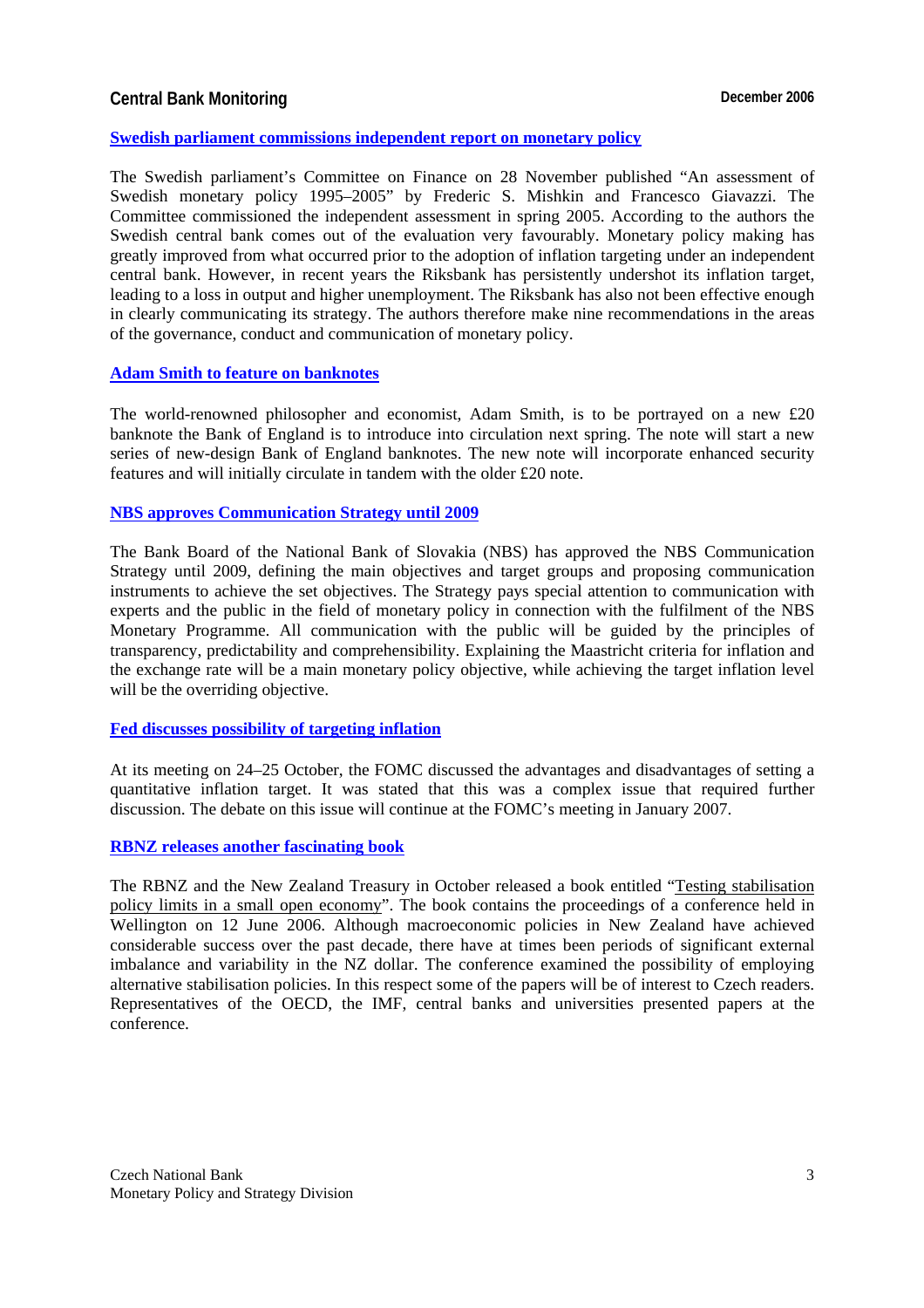### Swedish parliament commissions independent report on monetary policy

The Swedish parliament's Committee on Finance on 28 November published "An assessment of Swedish monetary policy 1995–2005" by Frederic S. Mishkin and Francesco Giavazzi. The Committee commissioned the independent assessment in spring 2005. According to the authors the Swedish central bank comes out of the evaluation very favourably. Monetary policy making has greatly improved from what occurred prior to the adoption of inflation targeting under an independent central bank. However, in recent years the Riksbank has persistently undershot its inflation target, leading to a loss in output and higher unemployment. The Riksbank has also not been effective enough in clearly communicating its strategy. The authors therefore make nine recommendations in the areas of the governance, conduct and communication of monetary policy.

### Adam Smith to feature on banknotes

The world-renowned philosopher and economist, Adam Smith, is to be portrayed on a new £20 banknote the Bank of England is to introduce into circulation next spring. The note will start a new series of new-design Bank of England banknotes. The new note will incorporate enhanced security features and will initially circulate in tandem with the older £20 note.

### NBS approves Communication Strategy until 2009

The Bank Board of the National Bank of Slovakia (NBS) has approved the NBS Communication Strategy until 2009, defining the main objectives and target groups and proposing communication instruments to achieve the set objectives. The Strategy pays special attention to communication with experts and the public in the field of monetary policy in connection with the fulfilment of the NBS Monetary Programme. All communication with the public will be guided by the principles of transparency, predictability and comprehensibility. Explaining the Maastricht criteria for inflation and the exchange rate will be a main monetary policy objective, while achieving the target inflation level will be the overriding objective.

### Fed discusses possibility of targeting inflation

At its meeting on 24–25 October, the FOMC discussed the advantages and disadvantages of setting a quantitative inflation target. It was stated that this was a complex issue that required further discussion. The debate on this issue will continue at the FOMC's meeting in January 2007.

### RBNZ releases another fascinating book

The RBNZ and the New Zealand Treasury in October released a book entitled "Testing stabilisation policy limits in a small open economy". The book contains the proceedings of a conference held in Wellington on 12 June 2006. Although macroeconomic policies in New Zealand have achieved considerable success over the past decade, there have at times been periods of significant external imbalance and variability in the NZ dollar. The conference examined the possibility of employing alternative stabilisation policies. In this respect some of the papers will be of interest to Czech readers. Representatives of the OECD, the IMF, central banks and universities presented papers at the conference.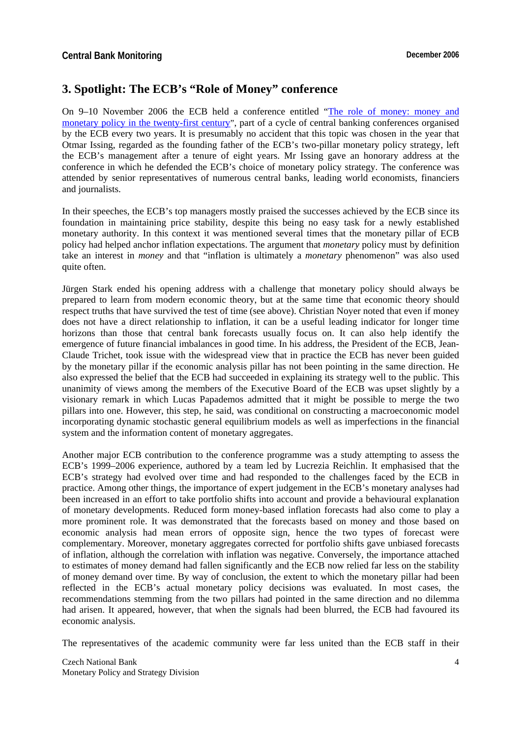## 3. Spotlight: The ECB's "Role of Money" conference

On 9–10 November 2006 the ECB held a conference entitled "The role of money: money and monetary policy in the twenty-first century", part of a cycle of central banking conferences organised by the ECB every two years. It is presumably no accident that this topic was chosen in the year that Otmar Issing, regarded as the founding father of the ECB's two-pillar monetary policy strategy, left the ECB's management after a tenure of eight years. Mr Issing gave an honorary address at the conference in which he defended the ECB's choice of monetary policy strategy. The conference was attended by senior representatives of numerous central banks, leading world economists, financiers and journalists.

In their speeches, the ECB's top managers mostly praised the successes achieved by the ECB since its foundation in maintaining price stability, despite this being no easy task for a newly established monetary authority. In this context it was mentioned several times that the monetary pillar of ECB policy had helped anchor inflation expectations. The argument that *monetary* policy must by definition take an interest in *money* and that "inflation is ultimately a *monetary* phenomenon" was also used quite often.

Jürgen Stark ended his opening address with a challenge that monetary policy should always be prepared to learn from modern economic theory, but at the same time that economic theory should respect truths that have survived the test of time (see above). Christian Noyer noted that even if money does not have a direct relationship to inflation, it can be a useful leading indicator for longer time horizons than those that central bank forecasts usually focus on. It can also help identify the emergence of future financial imbalances in good time. In his address, the President of the ECB, Jean-Claude Trichet, took issue with the widespread view that in practice the ECB has never been guided by the monetary pillar if the economic analysis pillar has not been pointing in the same direction. He also expressed the belief that the ECB had succeeded in explaining its strategy well to the public. This unanimity of views among the members of the Executive Board of the ECB was upset slightly by a visionary remark in which Lucas Papademos admitted that it might be possible to merge the two pillars into one. However, this step, he said, was conditional on constructing a macroeconomic model incorporating dynamic stochastic general equilibrium models as well as imperfections in the financial system and the information content of monetary aggregates.

Another major ECB contribution to the conference programme was a study attempting to assess the ECB's 1999–2006 experience, authored by a team led by Lucrezia Reichlin. It emphasised that the ECB's strategy had evolved over time and had responded to the challenges faced by the ECB in practice. Among other things, the importance of expert judgement in the ECB's monetary analyses had been increased in an effort to take portfolio shifts into account and provide a behavioural explanation of monetary developments. Reduced form money-based inflation forecasts had also come to play a more prominent role. It was demonstrated that the forecasts based on money and those based on economic analysis had mean errors of opposite sign, hence the two types of forecast were complementary. Moreover, monetary aggregates corrected for portfolio shifts gave unbiased forecasts of inflation, although the correlation with inflation was negative. Conversely, the importance attached to estimates of money demand had fallen significantly and the ECB now relied far less on the stability of money demand over time. By way of conclusion, the extent to which the monetary pillar had been reflected in the ECB's actual monetary policy decisions was evaluated. In most cases, the recommendations stemming from the two pillars had pointed in the same direction and no dilemma had arisen. It appeared, however, that when the signals had been blurred, the ECB had favoured its economic analysis.

The representatives of the academic community were far less united than the ECB staff in their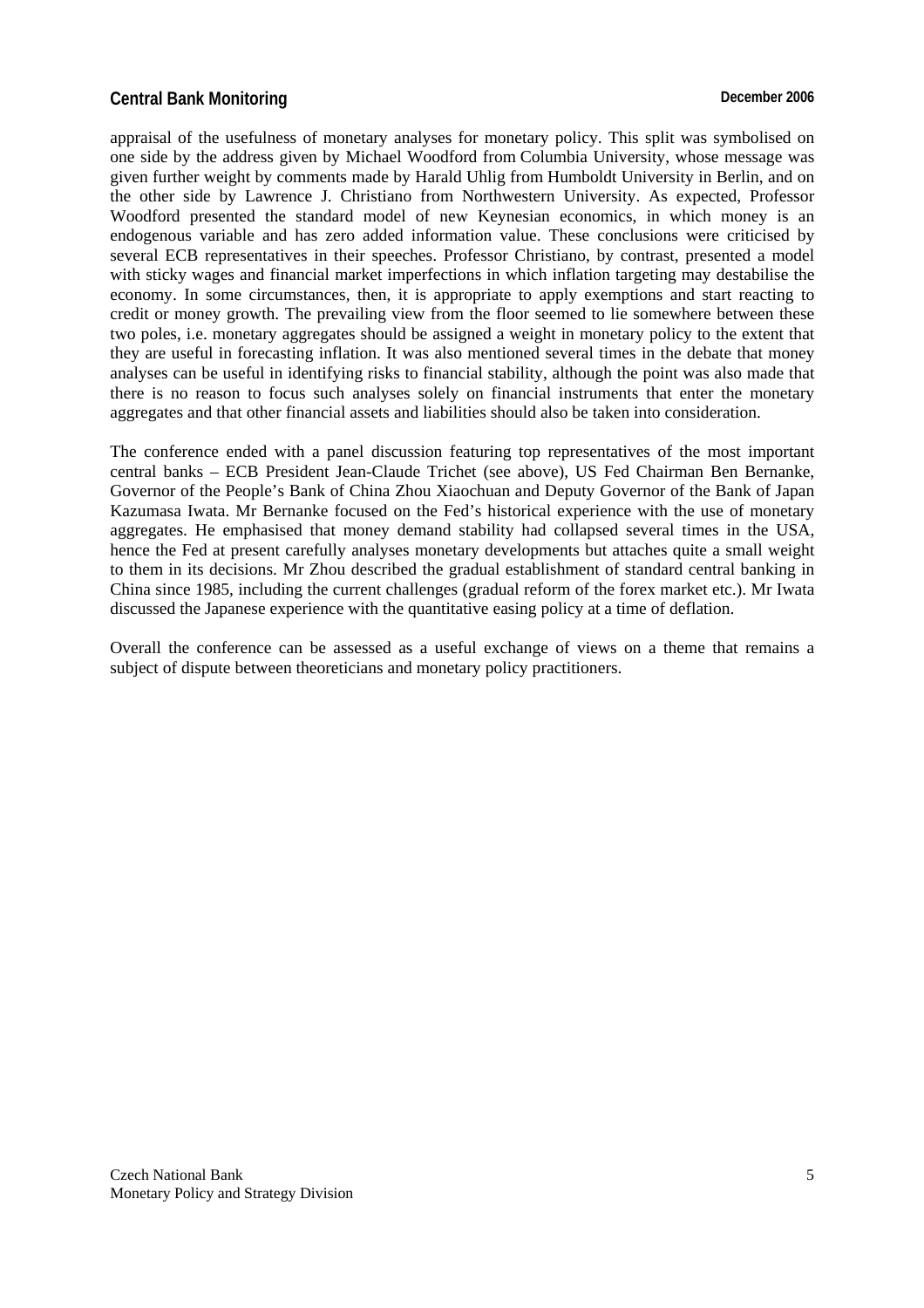appraisal of the usefulness of monetary analyses for monetary policy. This split was symbolised on one side by the address given by Michael Woodford from Columbia University, whose message was given further weight by comments made by Harald Uhlig from Humboldt University in Berlin, and on the other side by Lawrence J. Christiano from Northwestern University. As expected, Professor Woodford presented the standard model of new Keynesian economics, in which money is an endogenous variable and has zero added information value. These conclusions were criticised by several ECB representatives in their speeches. Professor Christiano, by contrast, presented a model with sticky wages and financial market imperfections in which inflation targeting may destabilise the economy. In some circumstances, then, it is appropriate to apply exemptions and start reacting to credit or money growth. The prevailing view from the floor seemed to lie somewhere between these two poles, i.e. monetary aggregates should be assigned a weight in monetary policy to the extent that they are useful in forecasting inflation. It was also mentioned several times in the debate that money analyses can be useful in identifying risks to financial stability, although the point was also made that there is no reason to focus such analyses solely on financial instruments that enter the monetary aggregates and that other financial assets and liabilities should also be taken into consideration.

The conference ended with a panel discussion featuring top representatives of the most important central banks – ECB President Jean-Claude Trichet (see above), US Fed Chairman Ben Bernanke, Governor of the People's Bank of China Zhou Xiaochuan and Deputy Governor of the Bank of Japan Kazumasa Iwata. Mr Bernanke focused on the Fed's historical experience with the use of monetary aggregates. He emphasised that money demand stability had collapsed several times in the USA, hence the Fed at present carefully analyses monetary developments but attaches quite a small weight to them in its decisions. Mr Zhou described the gradual establishment of standard central banking in China since 1985, including the current challenges (gradual reform of the forex market etc.). Mr Iwata discussed the Japanese experience with the quantitative easing policy at a time of deflation.

Overall the conference can be assessed as a useful exchange of views on a theme that remains a subject of dispute between theoreticians and monetary policy practitioners.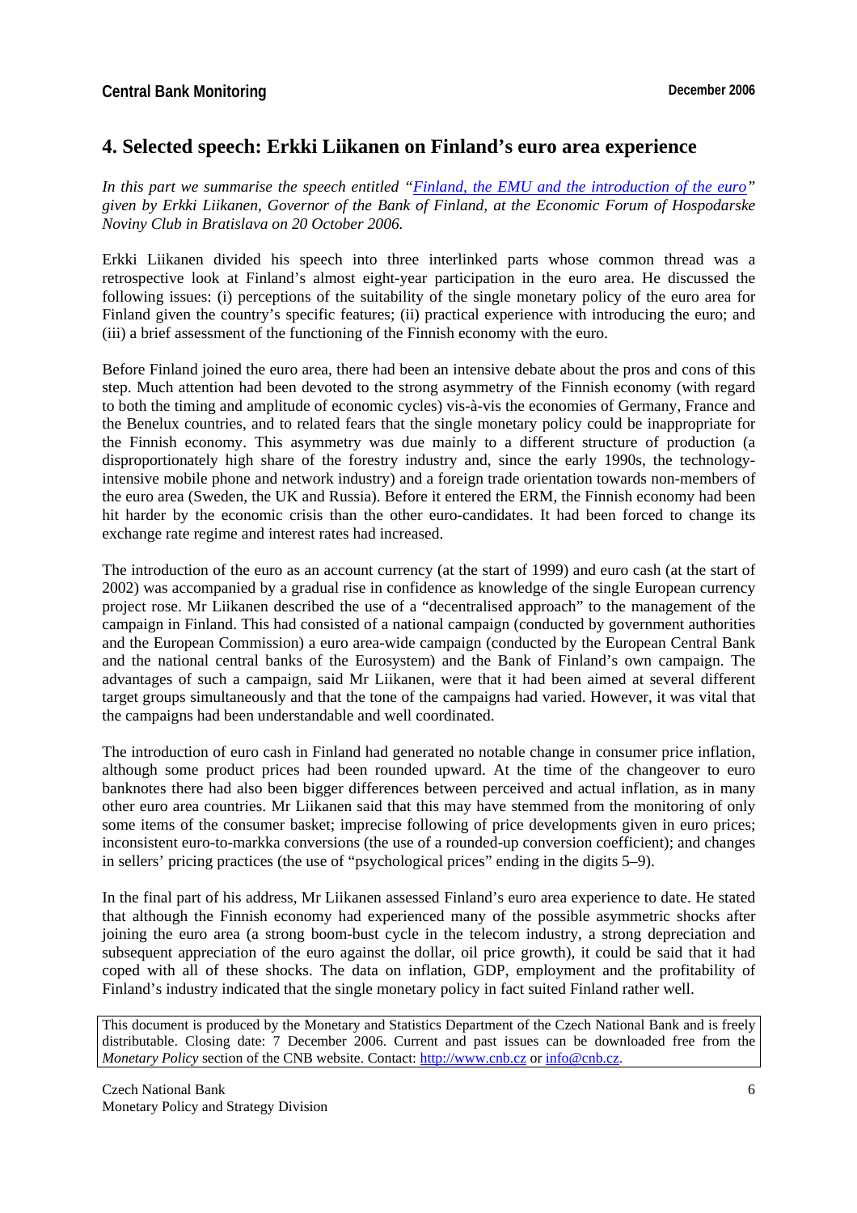## 4. Selected speech: Erkki Liikanen on Finland's euro area experience

*In this part we summarise the speech entitled "[Finland, the EMU and the introduction of the euro](#)" given by Erkki Liikanen, Governor of the Bank of Finland, at the Economic Forum of Hospodarske Noviny Club in Bratislava on 20 October 2006.*

Erkki Liikanen divided his speech into three interlinked parts whose common thread was a retrospective look at Finland's almost eight-year participation in the euro area. He discussed the following issues: (i) perceptions of the suitability of the single monetary policy of the euro area for Finland given the country's specific features; (ii) practical experience with introducing the euro; and (iii) a brief assessment of the functioning of the Finnish economy with the euro.

Before Finland joined the euro area, there had been an intensive debate about the pros and cons of this step. Much attention had been devoted to the strong asymmetry of the Finnish economy (with regard to both the timing and amplitude of economic cycles) vis-à-vis the economies of Germany, France and the Benelux countries, and to related fears that the single monetary policy could be inappropriate for the Finnish economy. This asymmetry was due mainly to a different structure of production (a disproportionately high share of the forestry industry and, since the early 1990s, the technology-intensive mobile phone and network industry) and a foreign trade orientation towards non-members of the euro area (Sweden, the UK and Russia). Before it entered the ERM, the Finnish economy had been hit harder by the economic crisis than the other euro-candidates. It had been forced to change its exchange rate regime and interest rates had increased.

The introduction of the euro as an account currency (at the start of 1999) and euro cash (at the start of 2002) was accompanied by a gradual rise in confidence as knowledge of the single European currency project rose. Mr Liikanen described the use of a "decentralised approach" to the management of the campaign in Finland. This had consisted of a national campaign (conducted by government authorities and the European Commission) a euro area-wide campaign (conducted by the European Central Bank and the national central banks of the Eurosystem) and the Bank of Finland's own campaign. The advantages of such a campaign, said Mr Liikanen, were that it had been aimed at several different target groups simultaneously and that the tone of the campaigns had varied. However, it was vital that the campaigns had been understandable and well coordinated.

The introduction of euro cash in Finland had generated no notable change in consumer price inflation, although some product prices had been rounded upward. At the time of the changeover to euro banknotes there had also been bigger differences between perceived and actual inflation, as in many other euro area countries. Mr Liikanen said that this may have stemmed from the monitoring of only some items of the consumer basket; imprecise following of price developments given in euro prices; inconsistent euro-to-markka conversions (the use of a rounded-up conversion coefficient); and changes in sellers' pricing practices (the use of "psychological prices" ending in the digits 5–9).

In the final part of his address, Mr Liikanen assessed Finland's euro area experience to date. He stated that although the Finnish economy had experienced many of the possible asymmetric shocks after joining the euro area (a strong boom-bust cycle in the telecom industry, a strong depreciation and subsequent appreciation of the euro against the dollar, oil price growth), it could be said that it had coped with all of these shocks. The data on inflation, GDP, employment and the profitability of Finland's industry indicated that the single monetary policy in fact suited Finland rather well.

This document is produced by the Monetary and Statistics Department of the Czech National Bank and is freely distributable. Closing date: 7 December 2006. Current and past issues can be downloaded free from the *Monetary Policy* section of the CNB website. Contact: http://www.cnb.cz or info@cnb.cz.